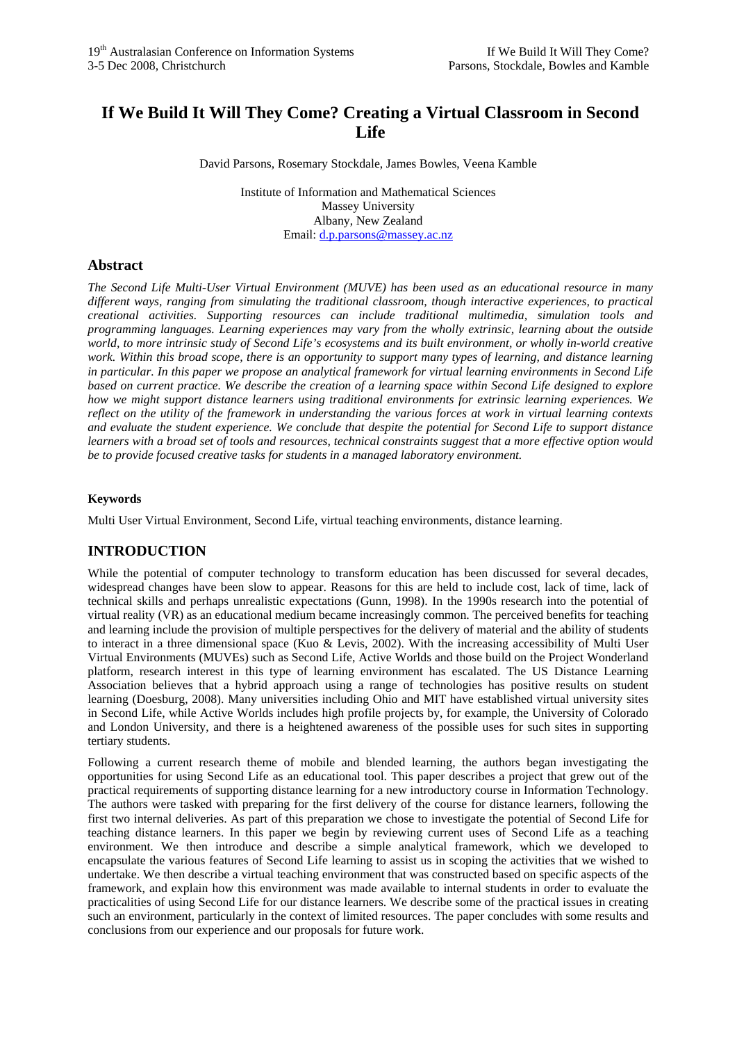# If We Build It Will They Come? Creating a Virtual Classroom in Second Life

David Parsons, Rosemary Stockdale, James Bowles, Veena Kamble

Institute of Information and Mathematical Sciences
Massey University
Albany, New Zealand
Email: d.p.parsons@massey.ac.nz

## Abstract

*The Second Life Multi-User Virtual Environment (MUVE) has been used as an educational resource in many different ways, ranging from simulating the traditional classroom, though interactive experiences, to practical creational activities. Supporting resources can include traditional multimedia, simulation tools and programming languages. Learning experiences may vary from the wholly extrinsic, learning about the outside world, to more intrinsic study of Second Life's ecosystems and its built environment, or wholly in-world creative work. Within this broad scope, there is an opportunity to support many types of learning, and distance learning in particular. In this paper we propose an analytical framework for virtual learning environments in Second Life based on current practice. We describe the creation of a learning space within Second Life designed to explore how we might support distance learners using traditional environments for extrinsic learning experiences. We reflect on the utility of the framework in understanding the various forces at work in virtual learning contexts and evaluate the student experience. We conclude that despite the potential for Second Life to support distance learners with a broad set of tools and resources, technical constraints suggest that a more effective option would be to provide focused creative tasks for students in a managed laboratory environment.*

#### Keywords

Multi User Virtual Environment, Second Life, virtual teaching environments, distance learning.

## INTRODUCTION

While the potential of computer technology to transform education has been discussed for several decades, widespread changes have been slow to appear. Reasons for this are held to include cost, lack of time, lack of technical skills and perhaps unrealistic expectations (Gunn, 1998). In the 1990s research into the potential of virtual reality (VR) as an educational medium became increasingly common. The perceived benefits for teaching and learning include the provision of multiple perspectives for the delivery of material and the ability of students to interact in a three dimensional space (Kuo & Levis, 2002). With the increasing accessibility of Multi User Virtual Environments (MUVEs) such as Second Life, Active Worlds and those build on the Project Wonderland platform, research interest in this type of learning environment has escalated. The US Distance Learning Association believes that a hybrid approach using a range of technologies has positive results on student learning (Doesburg, 2008). Many universities including Ohio and MIT have established virtual university sites in Second Life, while Active Worlds includes high profile projects by, for example, the University of Colorado and London University, and there is a heightened awareness of the possible uses for such sites in supporting tertiary students.

Following a current research theme of mobile and blended learning, the authors began investigating the opportunities for using Second Life as an educational tool. This paper describes a project that grew out of the practical requirements of supporting distance learning for a new introductory course in Information Technology. The authors were tasked with preparing for the first delivery of the course for distance learners, following the first two internal deliveries. As part of this preparation we chose to investigate the potential of Second Life for teaching distance learners. In this paper we begin by reviewing current uses of Second Life as a teaching environment. We then introduce and describe a simple analytical framework, which we developed to encapsulate the various features of Second Life learning to assist us in scoping the activities that we wished to undertake. We then describe a virtual teaching environment that was constructed based on specific aspects of the framework, and explain how this environment was made available to internal students in order to evaluate the practicalities of using Second Life for our distance learners. We describe some of the practical issues in creating such an environment, particularly in the context of limited resources. The paper concludes with some results and conclusions from our experience and our proposals for future work.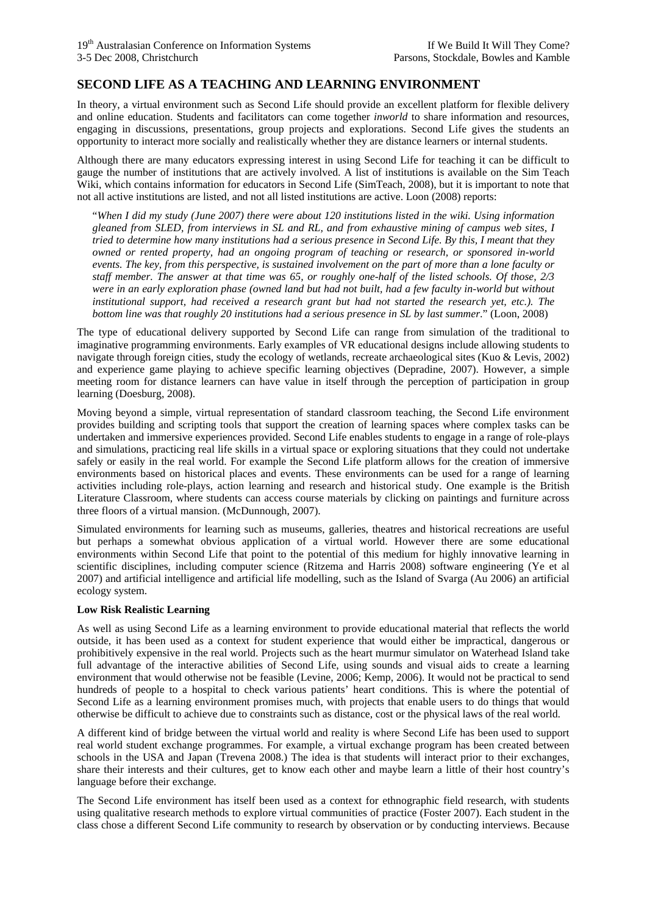## SECOND LIFE AS A TEACHING AND LEARNING ENVIRONMENT

In theory, a virtual environment such as Second Life should provide an excellent platform for flexible delivery and online education. Students and facilitators can come together *inworld* to share information and resources, engaging in discussions, presentations, group projects and explorations. Second Life gives the students an opportunity to interact more socially and realistically whether they are distance learners or internal students.

Although there are many educators expressing interest in using Second Life for teaching it can be difficult to gauge the number of institutions that are actively involved. A list of institutions is available on the Sim Teach Wiki, which contains information for educators in Second Life (SimTeach, 2008), but it is important to note that not all active institutions are listed, and not all listed institutions are active. Loon (2008) reports:

> "*When I did my study (June 2007) there were about 120 institutions listed in the wiki. Using information gleaned from SLED, from interviews in SL and RL, and from exhaustive mining of campus web sites, I tried to determine how many institutions had a serious presence in Second Life. By this, I meant that they owned or rented property, had an ongoing program of teaching or research, or sponsored in-world events. The key, from this perspective, is sustained involvement on the part of more than a lone faculty or staff member. The answer at that time was 65, or roughly one-half of the listed schools. Of those, 2/3 were in an early exploration phase (owned land but had not built, had a few faculty in-world but without institutional support, had received a research grant but had not started the research yet, etc.). The bottom line was that roughly 20 institutions had a serious presence in SL by last summer.*" (Loon, 2008)

The type of educational delivery supported by Second Life can range from simulation of the traditional to imaginative programming environments. Early examples of VR educational designs include allowing students to navigate through foreign cities, study the ecology of wetlands, recreate archaeological sites (Kuo & Levis, 2002) and experience game playing to achieve specific learning objectives (Depradine, 2007). However, a simple meeting room for distance learners can have value in itself through the perception of participation in group learning (Doesburg, 2008).

Moving beyond a simple, virtual representation of standard classroom teaching, the Second Life environment provides building and scripting tools that support the creation of learning spaces where complex tasks can be undertaken and immersive experiences provided. Second Life enables students to engage in a range of role-plays and simulations, practicing real life skills in a virtual space or exploring situations that they could not undertake safely or easily in the real world. For example the Second Life platform allows for the creation of immersive environments based on historical places and events. These environments can be used for a range of learning activities including role-plays, action learning and research and historical study. One example is the British Literature Classroom, where students can access course materials by clicking on paintings and furniture across three floors of a virtual mansion. (McDunnough, 2007).

Simulated environments for learning such as museums, galleries, theatres and historical recreations are useful but perhaps a somewhat obvious application of a virtual world. However there are some educational environments within Second Life that point to the potential of this medium for highly innovative learning in scientific disciplines, including computer science (Ritzema and Harris 2008) software engineering (Ye et al 2007) and artificial intelligence and artificial life modelling, such as the Island of Svarga (Au 2006) an artificial ecology system.

**Low Risk Realistic Learning**

As well as using Second Life as a learning environment to provide educational material that reflects the world outside, it has been used as a context for student experience that would either be impractical, dangerous or prohibitively expensive in the real world. Projects such as the heart murmur simulator on Waterhead Island take full advantage of the interactive abilities of Second Life, using sounds and visual aids to create a learning environment that would otherwise not be feasible (Levine, 2006; Kemp, 2006). It would not be practical to send hundreds of people to a hospital to check various patients' heart conditions. This is where the potential of Second Life as a learning environment promises much, with projects that enable users to do things that would otherwise be difficult to achieve due to constraints such as distance, cost or the physical laws of the real world.

A different kind of bridge between the virtual world and reality is where Second Life has been used to support real world student exchange programmes. For example, a virtual exchange program has been created between schools in the USA and Japan (Trevena 2008.) The idea is that students will interact prior to their exchanges, share their interests and their cultures, get to know each other and maybe learn a little of their host country's language before their exchange.

The Second Life environment has itself been used as a context for ethnographic field research, with students using qualitative research methods to explore virtual communities of practice (Foster 2007). Each student in the class chose a different Second Life community to research by observation or by conducting interviews. Because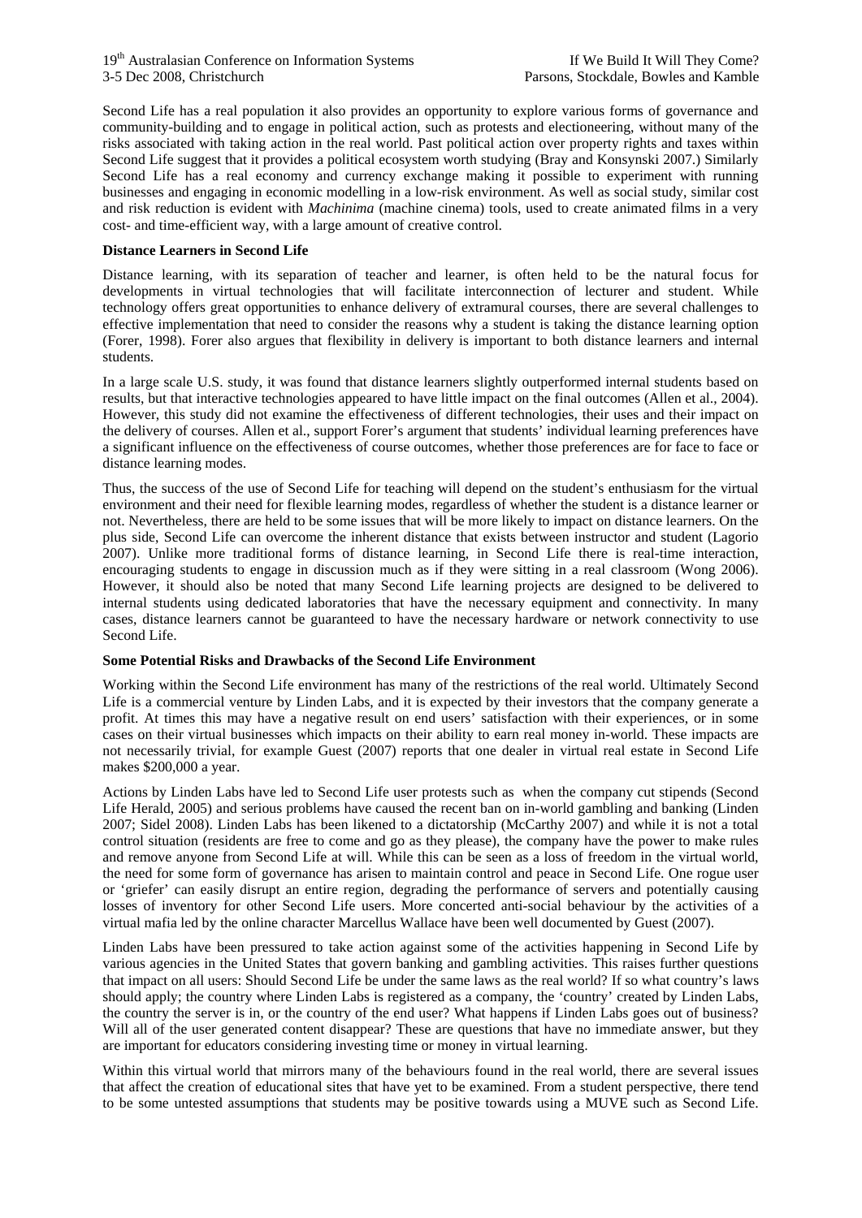Second Life has a real population it also provides an opportunity to explore various forms of governance and community-building and to engage in political action, such as protests and electioneering, without many of the risks associated with taking action in the real world. Past political action over property rights and taxes within Second Life suggest that it provides a political ecosystem worth studying (Bray and Konsynski 2007.) Similarly Second Life has a real economy and currency exchange making it possible to experiment with running businesses and engaging in economic modelling in a low-risk environment. As well as social study, similar cost and risk reduction is evident with *Machinima* (machine cinema) tools, used to create animated films in a very cost- and time-efficient way, with a large amount of creative control.

**Distance Learners in Second Life**

Distance learning, with its separation of teacher and learner, is often held to be the natural focus for developments in virtual technologies that will facilitate interconnection of lecturer and student. While technology offers great opportunities to enhance delivery of extramural courses, there are several challenges to effective implementation that need to consider the reasons why a student is taking the distance learning option (Forer, 1998). Forer also argues that flexibility in delivery is important to both distance learners and internal students.

In a large scale U.S. study, it was found that distance learners slightly outperformed internal students based on results, but that interactive technologies appeared to have little impact on the final outcomes (Allen et al., 2004). However, this study did not examine the effectiveness of different technologies, their uses and their impact on the delivery of courses. Allen et al., support Forer's argument that students' individual learning preferences have a significant influence on the effectiveness of course outcomes, whether those preferences are for face to face or distance learning modes.

Thus, the success of the use of Second Life for teaching will depend on the student's enthusiasm for the virtual environment and their need for flexible learning modes, regardless of whether the student is a distance learner or not. Nevertheless, there are held to be some issues that will be more likely to impact on distance learners. On the plus side, Second Life can overcome the inherent distance that exists between instructor and student (Lagorio 2007). Unlike more traditional forms of distance learning, in Second Life there is real-time interaction, encouraging students to engage in discussion much as if they were sitting in a real classroom (Wong 2006). However, it should also be noted that many Second Life learning projects are designed to be delivered to internal students using dedicated laboratories that have the necessary equipment and connectivity. In many cases, distance learners cannot be guaranteed to have the necessary hardware or network connectivity to use Second Life.

**Some Potential Risks and Drawbacks of the Second Life Environment**

Working within the Second Life environment has many of the restrictions of the real world. Ultimately Second Life is a commercial venture by Linden Labs, and it is expected by their investors that the company generate a profit. At times this may have a negative result on end users' satisfaction with their experiences, or in some cases on their virtual businesses which impacts on their ability to earn real money in-world. These impacts are not necessarily trivial, for example Guest (2007) reports that one dealer in virtual real estate in Second Life makes \$200,000 a year.

Actions by Linden Labs have led to Second Life user protests such as when the company cut stipends (Second Life Herald, 2005) and serious problems have caused the recent ban on in-world gambling and banking (Linden 2007; Sidel 2008). Linden Labs has been likened to a dictatorship (McCarthy 2007) and while it is not a total control situation (residents are free to come and go as they please), the company have the power to make rules and remove anyone from Second Life at will. While this can be seen as a loss of freedom in the virtual world, the need for some form of governance has arisen to maintain control and peace in Second Life. One rogue user or 'griefer' can easily disrupt an entire region, degrading the performance of servers and potentially causing losses of inventory for other Second Life users. More concerted anti-social behaviour by the activities of a virtual mafia led by the online character Marcellus Wallace have been well documented by Guest (2007).

Linden Labs have been pressured to take action against some of the activities happening in Second Life by various agencies in the United States that govern banking and gambling activities. This raises further questions that impact on all users: Should Second Life be under the same laws as the real world? If so what country's laws should apply; the country where Linden Labs is registered as a company, the 'country' created by Linden Labs, the country the server is in, or the country of the end user? What happens if Linden Labs goes out of business? Will all of the user generated content disappear? These are questions that have no immediate answer, but they are important for educators considering investing time or money in virtual learning.

Within this virtual world that mirrors many of the behaviours found in the real world, there are several issues that affect the creation of educational sites that have yet to be examined. From a student perspective, there tend to be some untested assumptions that students may be positive towards using a MUVE such as Second Life.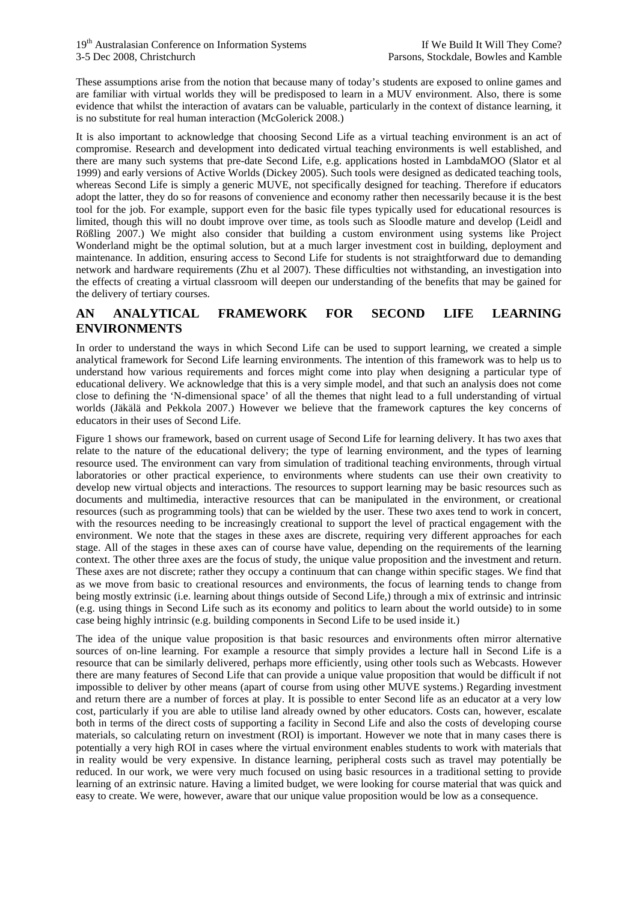These assumptions arise from the notion that because many of today's students are exposed to online games and are familiar with virtual worlds they will be predisposed to learn in a MUV environment. Also, there is some evidence that whilst the interaction of avatars can be valuable, particularly in the context of distance learning, it is no substitute for real human interaction (McGolerick 2008.)

It is also important to acknowledge that choosing Second Life as a virtual teaching environment is an act of compromise. Research and development into dedicated virtual teaching environments is well established, and there are many such systems that pre-date Second Life, e.g. applications hosted in LambdaMOO (Slator et al 1999) and early versions of Active Worlds (Dickey 2005). Such tools were designed as dedicated teaching tools, whereas Second Life is simply a generic MUVE, not specifically designed for teaching. Therefore if educators adopt the latter, they do so for reasons of convenience and economy rather then necessarily because it is the best tool for the job. For example, support even for the basic file types typically used for educational resources is limited, though this will no doubt improve over time, as tools such as Sloodle mature and develop (Leidl and Rößling 2007.) We might also consider that building a custom environment using systems like Project Wonderland might be the optimal solution, but at a much larger investment cost in building, deployment and maintenance. In addition, ensuring access to Second Life for students is not straightforward due to demanding network and hardware requirements (Zhu et al 2007). These difficulties not withstanding, an investigation into the effects of creating a virtual classroom will deepen our understanding of the benefits that may be gained for the delivery of tertiary courses.

## AN ANALYTICAL FRAMEWORK FOR SECOND LIFE LEARNING ENVIRONMENTS

In order to understand the ways in which Second Life can be used to support learning, we created a simple analytical framework for Second Life learning environments. The intention of this framework was to help us to understand how various requirements and forces might come into play when designing a particular type of educational delivery. We acknowledge that this is a very simple model, and that such an analysis does not come close to defining the 'N-dimensional space' of all the themes that night lead to a full understanding of virtual worlds (Jäkälä and Pekkola 2007.) However we believe that the framework captures the key concerns of educators in their uses of Second Life.

Figure 1 shows our framework, based on current usage of Second Life for learning delivery. It has two axes that relate to the nature of the educational delivery; the type of learning environment, and the types of learning resource used. The environment can vary from simulation of traditional teaching environments, through virtual laboratories or other practical experience, to environments where students can use their own creativity to develop new virtual objects and interactions. The resources to support learning may be basic resources such as documents and multimedia, interactive resources that can be manipulated in the environment, or creational resources (such as programming tools) that can be wielded by the user. These two axes tend to work in concert, with the resources needing to be increasingly creational to support the level of practical engagement with the environment. We note that the stages in these axes are discrete, requiring very different approaches for each stage. All of the stages in these axes can of course have value, depending on the requirements of the learning context. The other three axes are the focus of study, the unique value proposition and the investment and return. These axes are not discrete; rather they occupy a continuum that can change within specific stages. We find that as we move from basic to creational resources and environments, the focus of learning tends to change from being mostly extrinsic (i.e. learning about things outside of Second Life,) through a mix of extrinsic and intrinsic (e.g. using things in Second Life such as its economy and politics to learn about the world outside) to in some case being highly intrinsic (e.g. building components in Second Life to be used inside it.)

The idea of the unique value proposition is that basic resources and environments often mirror alternative sources of on-line learning. For example a resource that simply provides a lecture hall in Second Life is a resource that can be similarly delivered, perhaps more efficiently, using other tools such as Webcasts. However there are many features of Second Life that can provide a unique value proposition that would be difficult if not impossible to deliver by other means (apart of course from using other MUVE systems.) Regarding investment and return there are a number of forces at play. It is possible to enter Second life as an educator at a very low cost, particularly if you are able to utilise land already owned by other educators. Costs can, however, escalate both in terms of the direct costs of supporting a facility in Second Life and also the costs of developing course materials, so calculating return on investment (ROI) is important. However we note that in many cases there is potentially a very high ROI in cases where the virtual environment enables students to work with materials that in reality would be very expensive. In distance learning, peripheral costs such as travel may potentially be reduced. In our work, we were very much focused on using basic resources in a traditional setting to provide learning of an extrinsic nature. Having a limited budget, we were looking for course material that was quick and easy to create. We were, however, aware that our unique value proposition would be low as a consequence.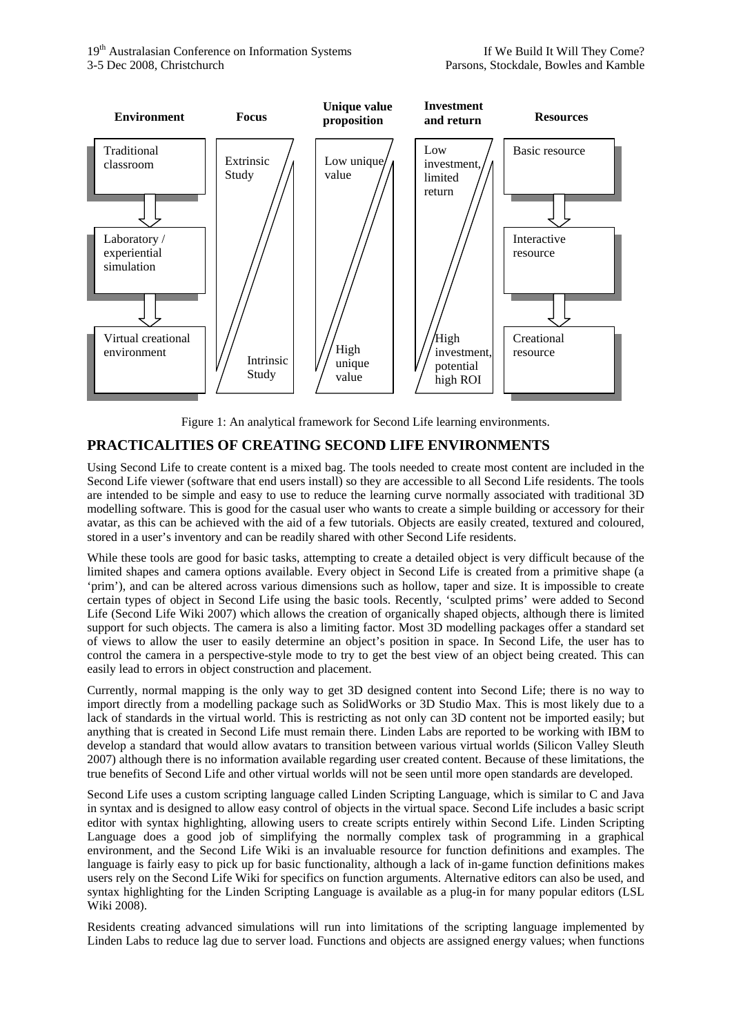| Environment | Focus | Unique value proposition | Investment and return | Resources |
|---|---|---|---|---|
| Traditional classroom | Extrinsic Study | Low unique value | Low investment, limited return | Basic resource |
| Laboratory / experiential simulation | | | | Interactive resource |
| Virtual creational environment | Intrinsic Study | High unique value | High investment, potential high ROI | Creational resource |

Figure 1: An analytical framework for Second Life learning environments.

## PRACTICALITIES OF CREATING SECOND LIFE ENVIRONMENTS

Using Second Life to create content is a mixed bag. The tools needed to create most content are included in the Second Life viewer (software that end users install) so they are accessible to all Second Life residents. The tools are intended to be simple and easy to use to reduce the learning curve normally associated with traditional 3D modelling software. This is good for the casual user who wants to create a simple building or accessory for their avatar, as this can be achieved with the aid of a few tutorials. Objects are easily created, textured and coloured, stored in a user's inventory and can be readily shared with other Second Life residents.

While these tools are good for basic tasks, attempting to create a detailed object is very difficult because of the limited shapes and camera options available. Every object in Second Life is created from a primitive shape (a 'prim'), and can be altered across various dimensions such as hollow, taper and size. It is impossible to create certain types of object in Second Life using the basic tools. Recently, 'sculpted prims' were added to Second Life (Second Life Wiki 2007) which allows the creation of organically shaped objects, although there is limited support for such objects. The camera is also a limiting factor. Most 3D modelling packages offer a standard set of views to allow the user to easily determine an object's position in space. In Second Life, the user has to control the camera in a perspective-style mode to try to get the best view of an object being created. This can easily lead to errors in object construction and placement.

Currently, normal mapping is the only way to get 3D designed content into Second Life; there is no way to import directly from a modelling package such as SolidWorks or 3D Studio Max. This is most likely due to a lack of standards in the virtual world. This is restricting as not only can 3D content not be imported easily; but anything that is created in Second Life must remain there. Linden Labs are reported to be working with IBM to develop a standard that would allow avatars to transition between various virtual worlds (Silicon Valley Sleuth 2007) although there is no information available regarding user created content. Because of these limitations, the true benefits of Second Life and other virtual worlds will not be seen until more open standards are developed.

Second Life uses a custom scripting language called Linden Scripting Language, which is similar to C and Java in syntax and is designed to allow easy control of objects in the virtual space. Second Life includes a basic script editor with syntax highlighting, allowing users to create scripts entirely within Second Life. Linden Scripting Language does a good job of simplifying the normally complex task of programming in a graphical environment, and the Second Life Wiki is an invaluable resource for function definitions and examples. The language is fairly easy to pick up for basic functionality, although a lack of in-game function definitions makes users rely on the Second Life Wiki for specifics on function arguments. Alternative editors can also be used, and syntax highlighting for the Linden Scripting Language is available as a plug-in for many popular editors (LSL Wiki 2008).

Residents creating advanced simulations will run into limitations of the scripting language implemented by Linden Labs to reduce lag due to server load. Functions and objects are assigned energy values; when functions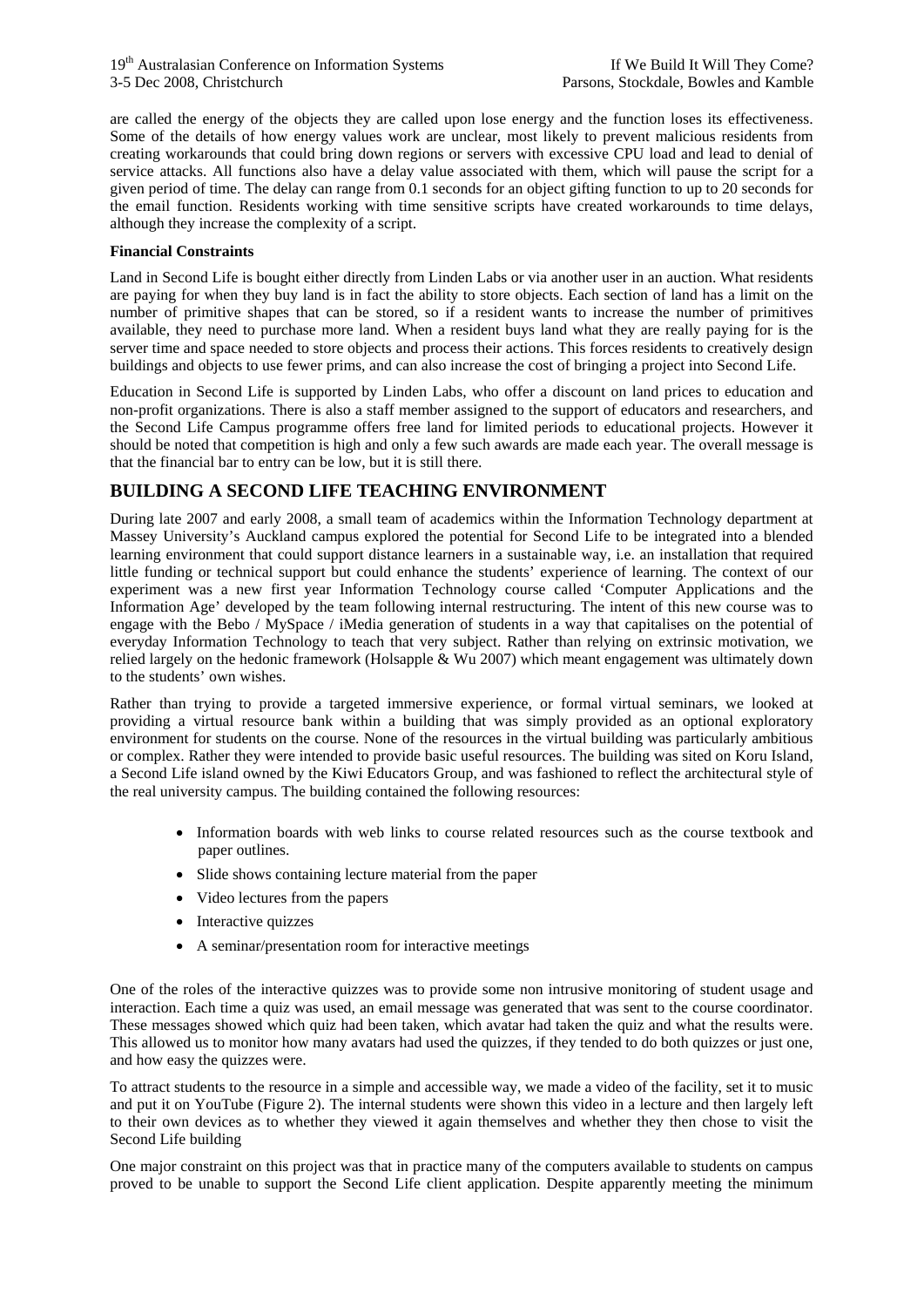are called the energy of the objects they are called upon lose energy and the function loses its effectiveness. Some of the details of how energy values work are unclear, most likely to prevent malicious residents from creating workarounds that could bring down regions or servers with excessive CPU load and lead to denial of service attacks. All functions also have a delay value associated with them, which will pause the script for a given period of time. The delay can range from 0.1 seconds for an object gifting function to up to 20 seconds for the email function. Residents working with time sensitive scripts have created workarounds to time delays, although they increase the complexity of a script.

**Financial Constraints**

Land in Second Life is bought either directly from Linden Labs or via another user in an auction. What residents are paying for when they buy land is in fact the ability to store objects. Each section of land has a limit on the number of primitive shapes that can be stored, so if a resident wants to increase the number of primitives available, they need to purchase more land. When a resident buys land what they are really paying for is the server time and space needed to store objects and process their actions. This forces residents to creatively design buildings and objects to use fewer prims, and can also increase the cost of bringing a project into Second Life.

Education in Second Life is supported by Linden Labs, who offer a discount on land prices to education and non-profit organizations. There is also a staff member assigned to the support of educators and researchers, and the Second Life Campus programme offers free land for limited periods to educational projects. However it should be noted that competition is high and only a few such awards are made each year. The overall message is that the financial bar to entry can be low, but it is still there.

## BUILDING A SECOND LIFE TEACHING ENVIRONMENT

During late 2007 and early 2008, a small team of academics within the Information Technology department at Massey University's Auckland campus explored the potential for Second Life to be integrated into a blended learning environment that could support distance learners in a sustainable way, i.e. an installation that required little funding or technical support but could enhance the students' experience of learning. The context of our experiment was a new first year Information Technology course called 'Computer Applications and the Information Age' developed by the team following internal restructuring. The intent of this new course was to engage with the Bebo / MySpace / iMedia generation of students in a way that capitalises on the potential of everyday Information Technology to teach that very subject. Rather than relying on extrinsic motivation, we relied largely on the hedonic framework (Holsapple & Wu 2007) which meant engagement was ultimately down to the students' own wishes.

Rather than trying to provide a targeted immersive experience, or formal virtual seminars, we looked at providing a virtual resource bank within a building that was simply provided as an optional exploratory environment for students on the course. None of the resources in the virtual building was particularly ambitious or complex. Rather they were intended to provide basic useful resources. The building was sited on Koru Island, a Second Life island owned by the Kiwi Educators Group, and was fashioned to reflect the architectural style of the real university campus. The building contained the following resources:

- Information boards with web links to course related resources such as the course textbook and paper outlines.
- Slide shows containing lecture material from the paper
- Video lectures from the papers
- Interactive quizzes
- A seminar/presentation room for interactive meetings

One of the roles of the interactive quizzes was to provide some non intrusive monitoring of student usage and interaction. Each time a quiz was used, an email message was generated that was sent to the course coordinator. These messages showed which quiz had been taken, which avatar had taken the quiz and what the results were. This allowed us to monitor how many avatars had used the quizzes, if they tended to do both quizzes or just one, and how easy the quizzes were.

To attract students to the resource in a simple and accessible way, we made a video of the facility, set it to music and put it on YouTube (Figure 2). The internal students were shown this video in a lecture and then largely left to their own devices as to whether they viewed it again themselves and whether they then chose to visit the Second Life building

One major constraint on this project was that in practice many of the computers available to students on campus proved to be unable to support the Second Life client application. Despite apparently meeting the minimum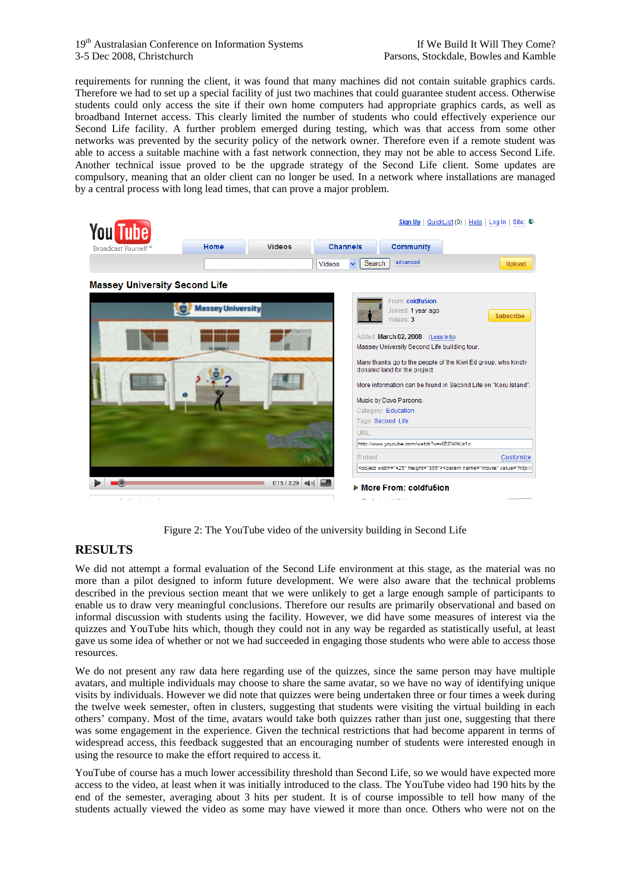requirements for running the client, it was found that many machines did not contain suitable graphics cards. Therefore we had to set up a special facility of just two machines that could guarantee student access. Otherwise students could only access the site if their own home computers had appropriate graphics cards, as well as broadband Internet access. This clearly limited the number of students who could effectively experience our Second Life facility. A further problem emerged during testing, which was that access from some other networks was prevented by the security policy of the network owner. Therefore even if a remote student was able to access a suitable machine with a fast network connection, they may not be able to access Second Life. Another technical issue proved to be the upgrade strategy of the Second Life client. Some updates are compulsory, meaning that an older client can no longer be used. In a network where installations are managed by a central process with long lead times, that can prove a major problem.

Figure 2: The YouTube video of the university building in Second Life

## RESULTS

We did not attempt a formal evaluation of the Second Life environment at this stage, as the material was no more than a pilot designed to inform future development. We were also aware that the technical problems described in the previous section meant that we were unlikely to get a large enough sample of participants to enable us to draw very meaningful conclusions. Therefore our results are primarily observational and based on informal discussion with students using the facility. However, we did have some measures of interest via the quizzes and YouTube hits which, though they could not in any way be regarded as statistically useful, at least gave us some idea of whether or not we had succeeded in engaging those students who were able to access those resources.

We do not present any raw data here regarding use of the quizzes, since the same person may have multiple avatars, and multiple individuals may choose to share the same avatar, so we have no way of identifying unique visits by individuals. However we did note that quizzes were being undertaken three or four times a week during the twelve week semester, often in clusters, suggesting that students were visiting the virtual building in each others' company. Most of the time, avatars would take both quizzes rather than just one, suggesting that there was some engagement in the experience. Given the technical restrictions that had become apparent in terms of widespread access, this feedback suggested that an encouraging number of students were interested enough in using the resource to make the effort required to access it.

YouTube of course has a much lower accessibility threshold than Second Life, so we would have expected more access to the video, at least when it was initially introduced to the class. The YouTube video had 190 hits by the end of the semester, averaging about 3 hits per student. It is of course impossible to tell how many of the students actually viewed the video as some may have viewed it more than once. Others who were not on the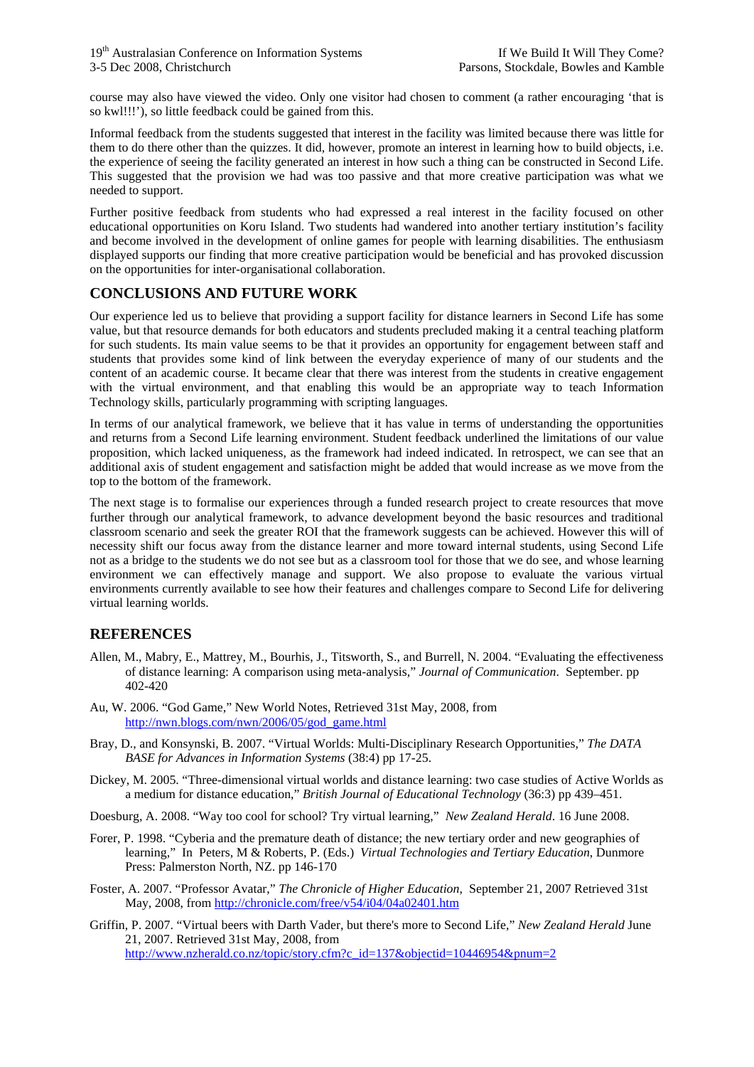course may also have viewed the video. Only one visitor had chosen to comment (a rather encouraging 'that is so kwl!!!'), so little feedback could be gained from this.

Informal feedback from the students suggested that interest in the facility was limited because there was little for them to do there other than the quizzes. It did, however, promote an interest in learning how to build objects, i.e. the experience of seeing the facility generated an interest in how such a thing can be constructed in Second Life. This suggested that the provision we had was too passive and that more creative participation was what we needed to support.

Further positive feedback from students who had expressed a real interest in the facility focused on other educational opportunities on Koru Island. Two students had wandered into another tertiary institution's facility and become involved in the development of online games for people with learning disabilities. The enthusiasm displayed supports our finding that more creative participation would be beneficial and has provoked discussion on the opportunities for inter-organisational collaboration.

## CONCLUSIONS AND FUTURE WORK

Our experience led us to believe that providing a support facility for distance learners in Second Life has some value, but that resource demands for both educators and students precluded making it a central teaching platform for such students. Its main value seems to be that it provides an opportunity for engagement between staff and students that provides some kind of link between the everyday experience of many of our students and the content of an academic course. It became clear that there was interest from the students in creative engagement with the virtual environment, and that enabling this would be an appropriate way to teach Information Technology skills, particularly programming with scripting languages.

In terms of our analytical framework, we believe that it has value in terms of understanding the opportunities and returns from a Second Life learning environment. Student feedback underlined the limitations of our value proposition, which lacked uniqueness, as the framework had indeed indicated. In retrospect, we can see that an additional axis of student engagement and satisfaction might be added that would increase as we move from the top to the bottom of the framework.

The next stage is to formalise our experiences through a funded research project to create resources that move further through our analytical framework, to advance development beyond the basic resources and traditional classroom scenario and seek the greater ROI that the framework suggests can be achieved. However this will of necessity shift our focus away from the distance learner and more toward internal students, using Second Life not as a bridge to the students we do not see but as a classroom tool for those that we do see, and whose learning environment we can effectively manage and support. We also propose to evaluate the various virtual environments currently available to see how their features and challenges compare to Second Life for delivering virtual learning worlds.

## REFERENCES

Allen, M., Mabry, E., Mattrey, M., Bourhis, J., Titsworth, S., and Burrell, N. 2004. "Evaluating the effectiveness of distance learning: A comparison using meta-analysis," *Journal of Communication*. September. pp 402-420

Au, W. 2006. "God Game," New World Notes, Retrieved 31st May, 2008, from http://nwn.blogs.com/nwn/2006/05/god_game.html

Bray, D., and Konsynski, B. 2007. "Virtual Worlds: Multi-Disciplinary Research Opportunities," *The DATA BASE for Advances in Information Systems* (38:4) pp 17-25.

Dickey, M. 2005. "Three-dimensional virtual worlds and distance learning: two case studies of Active Worlds as a medium for distance education," *British Journal of Educational Technology* (36:3) pp 439–451.

Doesburg, A. 2008. "Way too cool for school? Try virtual learning," *New Zealand Herald*. 16 June 2008.

Forer, P. 1998. "Cyberia and the premature death of distance; the new tertiary order and new geographies of learning," In Peters, M & Roberts, P. (Eds.) *Virtual Technologies and Tertiary Education*, Dunmore Press: Palmerston North, NZ. pp 146-170

Foster, A. 2007. "Professor Avatar," *The Chronicle of Higher Education*, September 21, 2007 Retrieved 31st May, 2008, from http://chronicle.com/free/v54/i04/04a02401.htm

Griffin, P. 2007. "Virtual beers with Darth Vader, but there's more to Second Life," *New Zealand Herald* June 21, 2007. Retrieved 31st May, 2008, from http://www.nzherald.co.nz/topic/story.cfm?c_id=137&objectid=10446954&pnum=2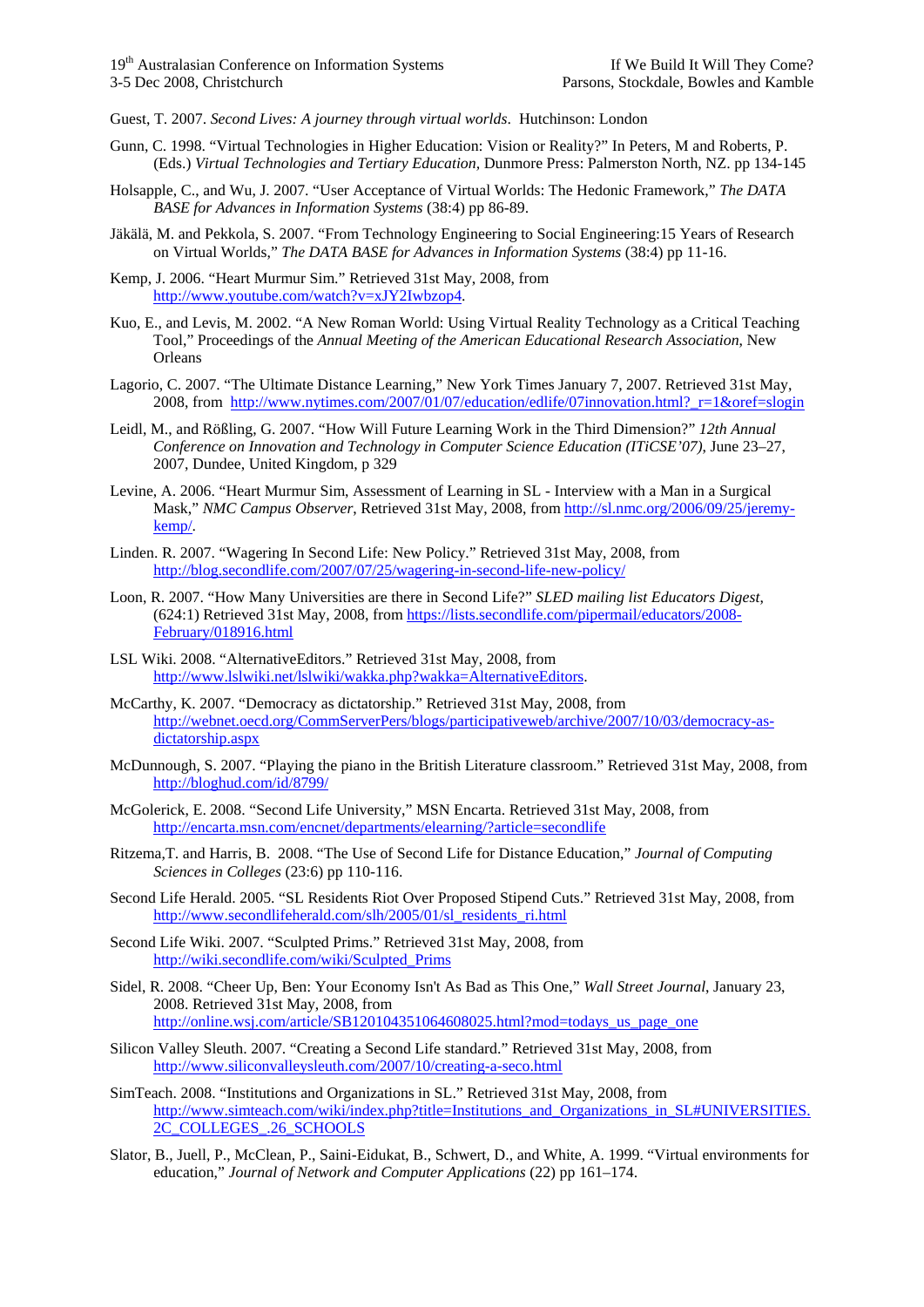Guest, T. 2007. *Second Lives: A journey through virtual worlds*. Hutchinson: London

Gunn, C. 1998. "Virtual Technologies in Higher Education: Vision or Reality?" In Peters, M and Roberts, P. (Eds.) *Virtual Technologies and Tertiary Education*, Dunmore Press: Palmerston North, NZ. pp 134-145

Holsapple, C., and Wu, J. 2007. "User Acceptance of Virtual Worlds: The Hedonic Framework," *The DATA BASE for Advances in Information Systems* (38:4) pp 86-89.

Jäkälä, M. and Pekkola, S. 2007. "From Technology Engineering to Social Engineering:15 Years of Research on Virtual Worlds," *The DATA BASE for Advances in Information Systems* (38:4) pp 11-16.

Kemp, J. 2006. "Heart Murmur Sim." Retrieved 31st May, 2008, from http://www.youtube.com/watch?v=xJY2Iwbzop4.

Kuo, E., and Levis, M. 2002. "A New Roman World: Using Virtual Reality Technology as a Critical Teaching Tool," Proceedings of the *Annual Meeting of the American Educational Research Association*, New Orleans

Lagorio, C. 2007. "The Ultimate Distance Learning," New York Times January 7, 2007. Retrieved 31st May, 2008, from http://www.nytimes.com/2007/01/07/education/edlife/07innovation.html?_r=1&oref=slogin

Leidl, M., and Rößling, G. 2007. "How Will Future Learning Work in the Third Dimension?" *12th Annual Conference on Innovation and Technology in Computer Science Education (ITiCSE'07)*, June 23–27, 2007, Dundee, United Kingdom, p 329

Levine, A. 2006. "Heart Murmur Sim, Assessment of Learning in SL - Interview with a Man in a Surgical Mask," *NMC Campus Observer*, Retrieved 31st May, 2008, from http://sl.nmc.org/2006/09/25/jeremy-kemp/.

Linden. R. 2007. "Wagering In Second Life: New Policy." Retrieved 31st May, 2008, from http://blog.secondlife.com/2007/07/25/wagering-in-second-life-new-policy/

Loon, R. 2007. "How Many Universities are there in Second Life?" *SLED mailing list Educators Digest*, (624:1) Retrieved 31st May, 2008, from https://lists.secondlife.com/pipermail/educators/2008-February/018916.html

LSL Wiki. 2008. "AlternativeEditors." Retrieved 31st May, 2008, from http://www.lslwiki.net/lslwiki/wakka.php?wakka=AlternativeEditors.

McCarthy, K. 2007. "Democracy as dictatorship." Retrieved 31st May, 2008, from http://webnet.oecd.org/CommServerPers/blogs/participativeweb/archive/2007/10/03/democracy-as-dictatorship.aspx

McDunnough, S. 2007. "Playing the piano in the British Literature classroom." Retrieved 31st May, 2008, from http://bloghud.com/id/8799/

McGolerick, E. 2008. "Second Life University," MSN Encarta. Retrieved 31st May, 2008, from http://encarta.msn.com/encnet/departments/elearning/?article=secondlife

Ritzema,T. and Harris, B. 2008. "The Use of Second Life for Distance Education," *Journal of Computing Sciences in Colleges* (23:6) pp 110-116.

Second Life Herald. 2005. "SL Residents Riot Over Proposed Stipend Cuts." Retrieved 31st May, 2008, from http://www.secondlifeherald.com/slh/2005/01/sl_residents_ri.html

Second Life Wiki. 2007. "Sculpted Prims." Retrieved 31st May, 2008, from http://wiki.secondlife.com/wiki/Sculpted_Prims

Sidel, R. 2008. "Cheer Up, Ben: Your Economy Isn't As Bad as This One," *Wall Street Journal*, January 23, 2008. Retrieved 31st May, 2008, from http://online.wsj.com/article/SB120104351064608025.html?mod=todays_us_page_one

Silicon Valley Sleuth. 2007. "Creating a Second Life standard." Retrieved 31st May, 2008, from http://www.siliconvalleysleuth.com/2007/10/creating-a-seco.html

SimTeach. 2008. "Institutions and Organizations in SL." Retrieved 31st May, 2008, from http://www.simteach.com/wiki/index.php?title=Institutions_and_Organizations_in_SL#UNIVERSITIES.2C_COLLEGES_.26_SCHOOLS

Slator, B., Juell, P., McClean, P., Saini-Eidukat, B., Schwert, D., and White, A. 1999. "Virtual environments for education," *Journal of Network and Computer Applications* (22) pp 161–174.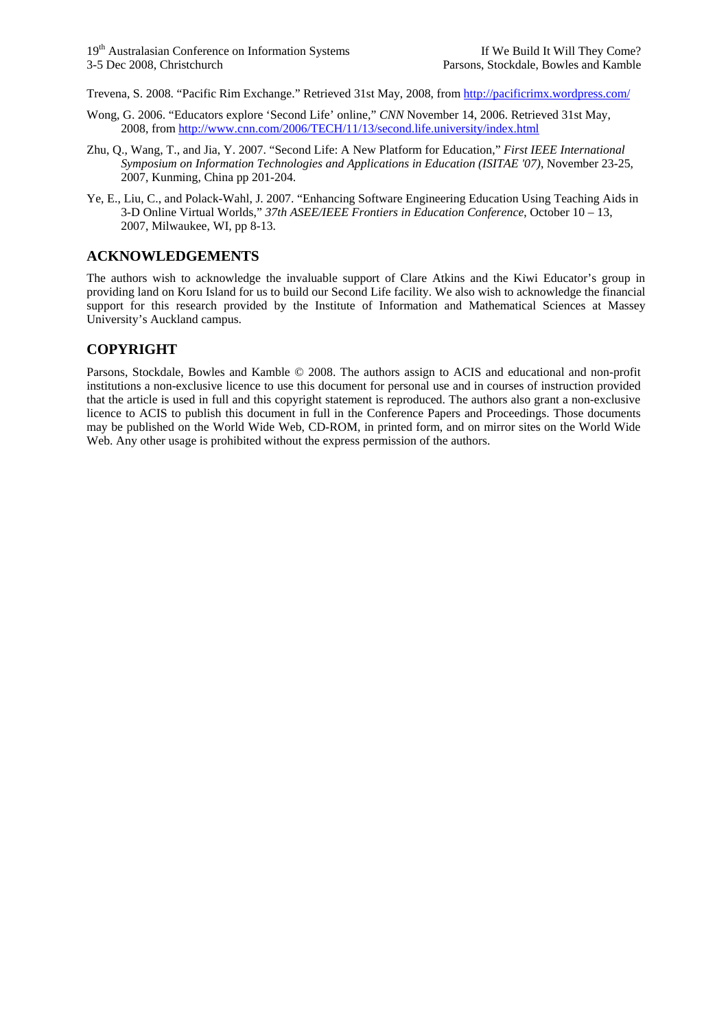Trevena, S. 2008. "Pacific Rim Exchange." Retrieved 31st May, 2008, from http://pacificrimx.wordpress.com/

Wong, G. 2006. "Educators explore 'Second Life' online," *CNN* November 14, 2006. Retrieved 31st May, 2008, from http://www.cnn.com/2006/TECH/11/13/second.life.university/index.html

Zhu, Q., Wang, T., and Jia, Y. 2007. "Second Life: A New Platform for Education," *First IEEE International Symposium on Information Technologies and Applications in Education (ISITAE '07)*, November 23-25, 2007, Kunming, China pp 201-204.

Ye, E., Liu, C., and Polack-Wahl, J. 2007. "Enhancing Software Engineering Education Using Teaching Aids in 3-D Online Virtual Worlds," *37th ASEE/IEEE Frontiers in Education Conference*, October 10 – 13, 2007, Milwaukee, WI, pp 8-13.

## ACKNOWLEDGEMENTS

The authors wish to acknowledge the invaluable support of Clare Atkins and the Kiwi Educator's group in providing land on Koru Island for us to build our Second Life facility. We also wish to acknowledge the financial support for this research provided by the Institute of Information and Mathematical Sciences at Massey University's Auckland campus.

## COPYRIGHT

Parsons, Stockdale, Bowles and Kamble © 2008. The authors assign to ACIS and educational and non-profit institutions a non-exclusive licence to use this document for personal use and in courses of instruction provided that the article is used in full and this copyright statement is reproduced. The authors also grant a non-exclusive licence to ACIS to publish this document in full in the Conference Papers and Proceedings. Those documents may be published on the World Wide Web, CD-ROM, in printed form, and on mirror sites on the World Wide Web. Any other usage is prohibited without the express permission of the authors.